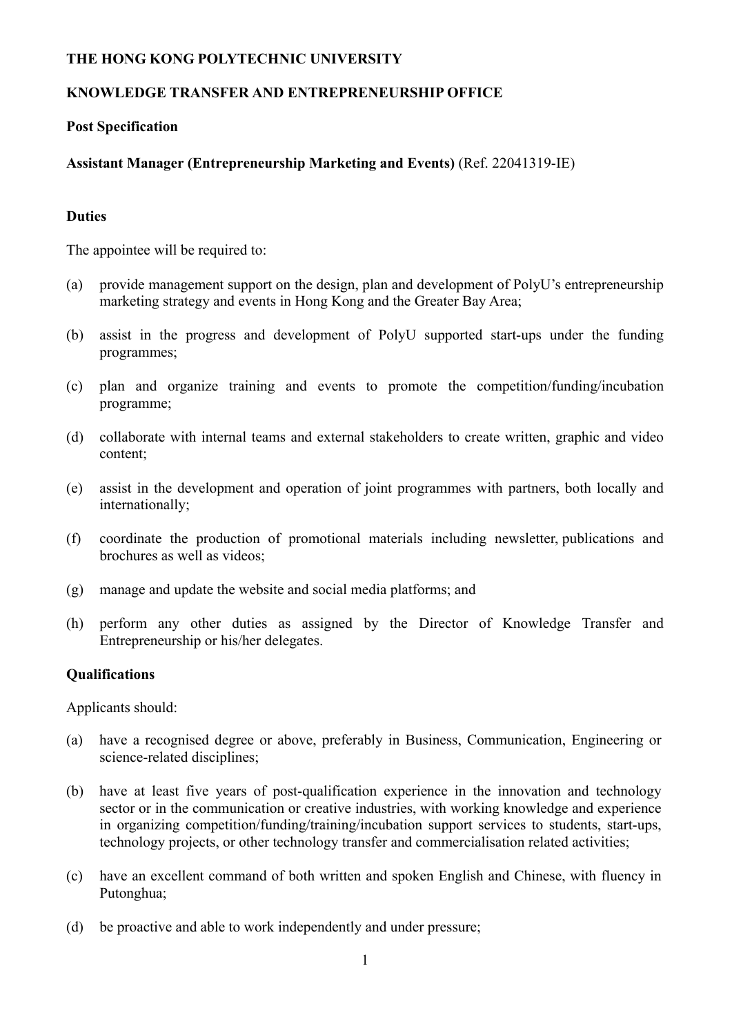**THE HONG KONG POLYTECHNIC UNIVERSITY**

**KNOWLEDGE TRANSFER AND ENTREPRENEURSHIP OFFICE**

**Post Specification**

**Assistant Manager (Entrepreneurship Marketing and Events)** (Ref. 22041319-IE)

**Duties**

The appointee will be required to:

(a) provide management support on the design, plan and development of PolyU's entrepreneurship marketing strategy and events in Hong Kong and the Greater Bay Area;

(b) assist in the progress and development of PolyU supported start-ups under the funding programmes;

(c) plan and organize training and events to promote the competition/funding/incubation programme;

(d) collaborate with internal teams and external stakeholders to create written, graphic and video content;

(e) assist in the development and operation of joint programmes with partners, both locally and internationally;

(f) coordinate the production of promotional materials including newsletter, publications and brochures as well as videos;

(g) manage and update the website and social media platforms; and

(h) perform any other duties as assigned by the Director of Knowledge Transfer and Entrepreneurship or his/her delegates.

**Qualifications**

Applicants should:

(a) have a recognised degree or above, preferably in Business, Communication, Engineering or science-related disciplines;

(b) have at least five years of post-qualification experience in the innovation and technology sector or in the communication or creative industries, with working knowledge and experience in organizing competition/funding/training/incubation support services to students, start-ups, technology projects, or other technology transfer and commercialisation related activities;

(c) have an excellent command of both written and spoken English and Chinese, with fluency in Putonghua;

(d) be proactive and able to work independently and under pressure;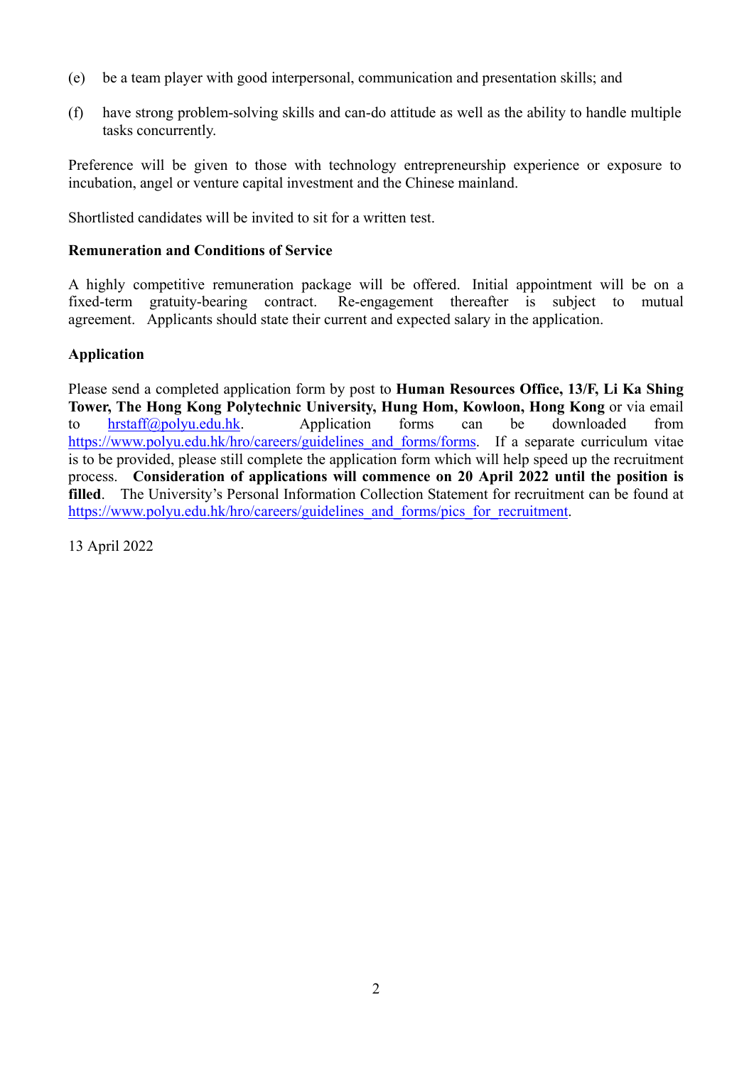(e) be a team player with good interpersonal, communication and presentation skills; and

(f) have strong problem-solving skills and can-do attitude as well as the ability to handle multiple tasks concurrently.

Preference will be given to those with technology entrepreneurship experience or exposure to incubation, angel or venture capital investment and the Chinese mainland.

Shortlisted candidates will be invited to sit for a written test.

**Remuneration and Conditions of Service**

A highly competitive remuneration package will be offered. Initial appointment will be on a fixed-term gratuity-bearing contract. Re-engagement thereafter is subject to mutual agreement. Applicants should state their current and expected salary in the application.

**Application**

Please send a completed application form by post to **Human Resources Office, 13/F, Li Ka Shing Tower, The Hong Kong Polytechnic University, Hung Hom, Kowloon, Hong Kong** or via email to hrstaff@polyu.edu.hk. Application forms can be downloaded from https://www.polyu.edu.hk/hro/careers/guidelines_and_forms/forms. If a separate curriculum vitae is to be provided, please still complete the application form which will help speed up the recruitment process. **Consideration of applications will commence on 20 April 2022 until the position is filled**. The University's Personal Information Collection Statement for recruitment can be found at https://www.polyu.edu.hk/hro/careers/guidelines_and_forms/pics_for_recruitment.

13 April 2022